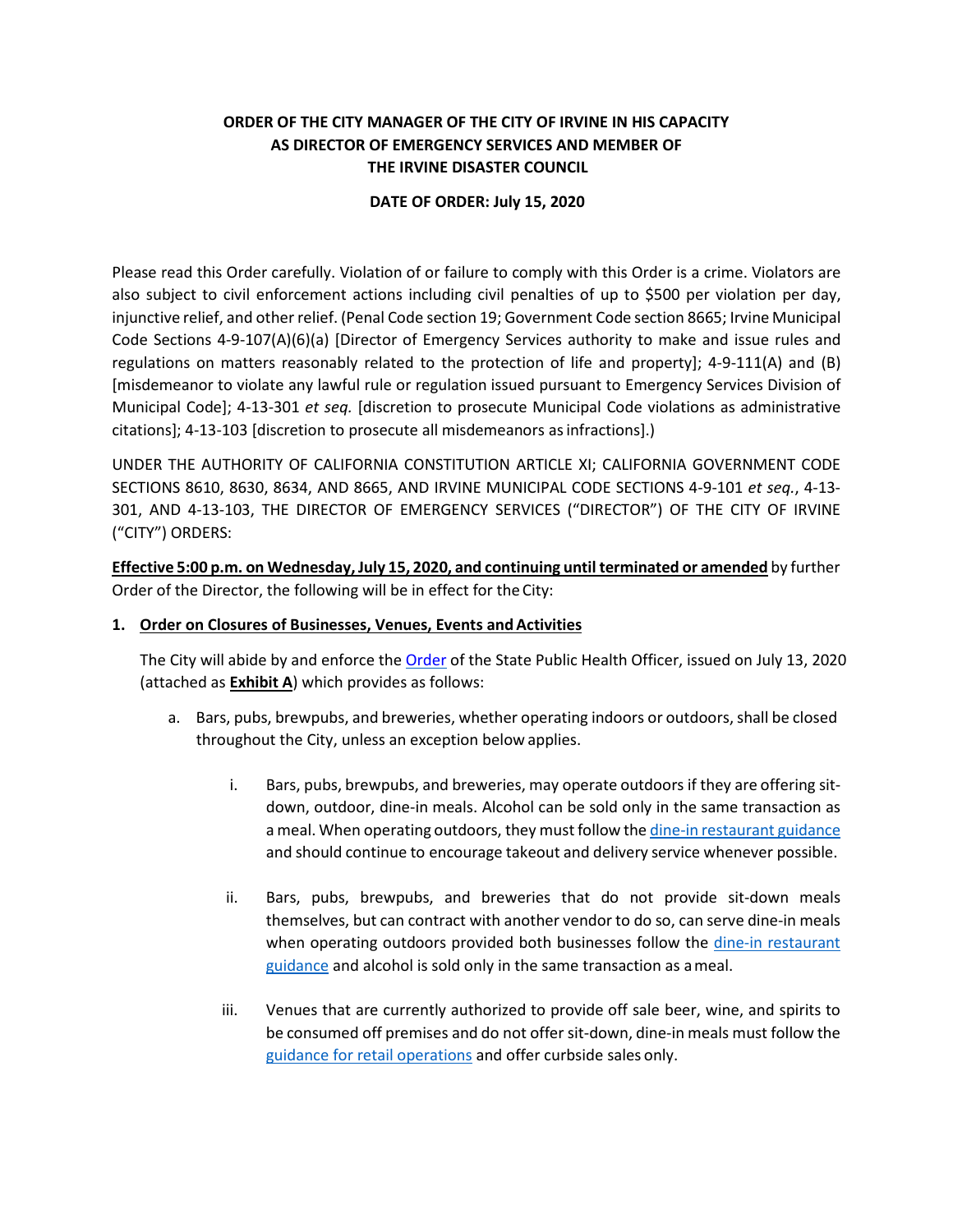**ORDER OF THE CITY MANAGER OF THE CITY OF IRVINE IN HIS CAPACITY AS DIRECTOR OF EMERGENCY SERVICES AND MEMBER OF THE IRVINE DISASTER COUNCIL**

**DATE OF ORDER: July 15, 2020**

Please read this Order carefully. Violation of or failure to comply with this Order is a crime. Violators are also subject to civil enforcement actions including civil penalties of up to $500 per violation per day, injunctive relief, and other relief. (Penal Code section 19; Government Code section 8665; Irvine Municipal Code Sections 4-9-107(A)(6)(a) [Director of Emergency Services authority to make and issue rules and regulations on matters reasonably related to the protection of life and property]; 4-9-111(A) and (B) [misdemeanor to violate any lawful rule or regulation issued pursuant to Emergency Services Division of Municipal Code]; 4-13-301 *et seq.* [discretion to prosecute Municipal Code violations as administrative citations]; 4-13-103 [discretion to prosecute all misdemeanors as infractions].)

UNDER THE AUTHORITY OF CALIFORNIA CONSTITUTION ARTICLE XI; CALIFORNIA GOVERNMENT CODE SECTIONS 8610, 8630, 8634, AND 8665, AND IRVINE MUNICIPAL CODE SECTIONS 4-9-101 *et seq.*, 4-13-301, AND 4-13-103, THE DIRECTOR OF EMERGENCY SERVICES ("DIRECTOR") OF THE CITY OF IRVINE ("CITY") ORDERS:

**Effective 5:00 p.m. on Wednesday, July 15, 2020, and continuing until terminated or amended** by further Order of the Director, the following will be in effect for the City:

1. **Order on Closures of Businesses, Venues, Events and Activities**

   The City will abide by and enforce the Order of the State Public Health Officer, issued on July 13, 2020 (attached as **Exhibit A**) which provides as follows:

   a. Bars, pubs, brewpubs, and breweries, whether operating indoors or outdoors, shall be closed throughout the City, unless an exception below applies.

      i. Bars, pubs, brewpubs, and breweries, may operate outdoors if they are offering sit-down, outdoor, dine-in meals. Alcohol can be sold only in the same transaction as a meal. When operating outdoors, they must follow the dine-in restaurant guidance and should continue to encourage takeout and delivery service whenever possible.

      ii. Bars, pubs, brewpubs, and breweries that do not provide sit-down meals themselves, but can contract with another vendor to do so, can serve dine-in meals when operating outdoors provided both businesses follow the dine-in restaurant guidance and alcohol is sold only in the same transaction as a meal.

      iii. Venues that are currently authorized to provide off sale beer, wine, and spirits to be consumed off premises and do not offer sit-down, dine-in meals must follow the guidance for retail operations and offer curbside sales only.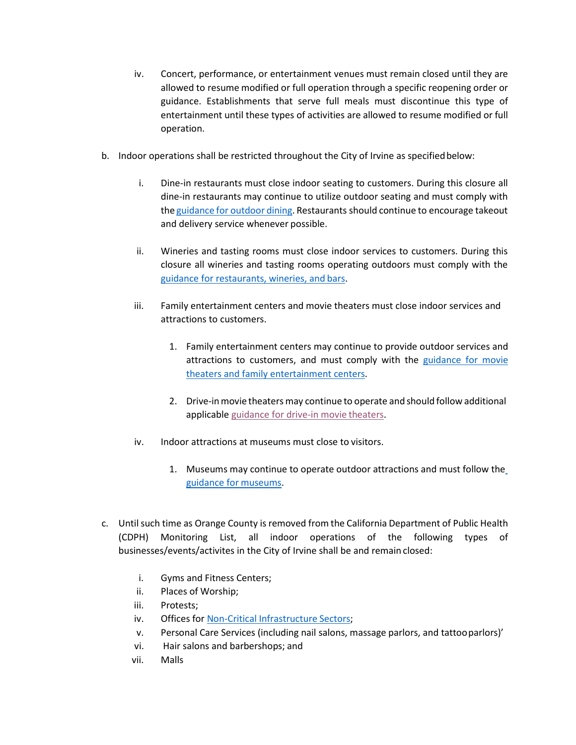iv. Concert, performance, or entertainment venues must remain closed until they are allowed to resume modified or full operation through a specific reopening order or guidance. Establishments that serve full meals must discontinue this type of entertainment until these types of activities are allowed to resume modified or full operation.

b. Indoor operations shall be restricted throughout the City of Irvine as specified below:

   i. Dine-in restaurants must close indoor seating to customers. During this closure all dine-in restaurants may continue to utilize outdoor seating and must comply with the guidance for outdoor dining. Restaurants should continue to encourage takeout and delivery service whenever possible.

   ii. Wineries and tasting rooms must close indoor services to customers. During this closure all wineries and tasting rooms operating outdoors must comply with the guidance for restaurants, wineries, and bars.

   iii. Family entertainment centers and movie theaters must close indoor services and attractions to customers.

      1. Family entertainment centers may continue to provide outdoor services and attractions to customers, and must comply with the guidance for movie theaters and family entertainment centers.

      2. Drive-in movie theaters may continue to operate and should follow additional applicable guidance for drive-in movie theaters.

   iv. Indoor attractions at museums must close to visitors.

      1. Museums may continue to operate outdoor attractions and must follow the guidance for museums.

c. Until such time as Orange County is removed from the California Department of Public Health (CDPH) Monitoring List, all indoor operations of the following types of businesses/events/activites in the City of Irvine shall be and remain closed:

   i. Gyms and Fitness Centers;
   ii. Places of Worship;
   iii. Protests;
   iv. Offices for Non-Critical Infrastructure Sectors;
   v. Personal Care Services (including nail salons, massage parlors, and tattoo parlors)'
   vi. Hair salons and barbershops; and
   vii. Malls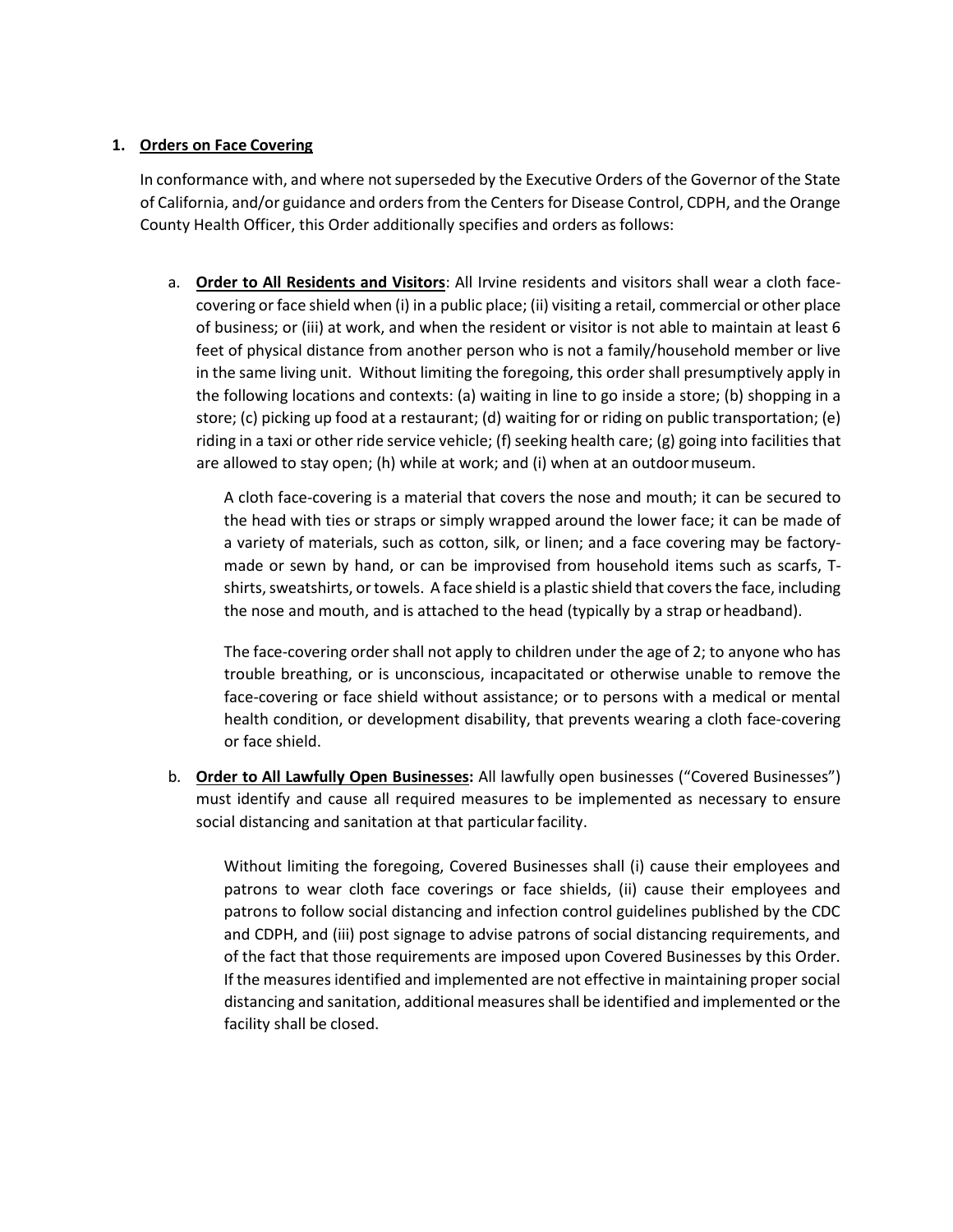1. **Orders on Face Covering**

In conformance with, and where not superseded by the Executive Orders of the Governor of the State of California, and/or guidance and orders from the Centers for Disease Control, CDPH, and the Orange County Health Officer, this Order additionally specifies and orders as follows:

a. **Order to All Residents and Visitors**: All Irvine residents and visitors shall wear a cloth face-covering or face shield when (i) in a public place; (ii) visiting a retail, commercial or other place of business; or (iii) at work, and when the resident or visitor is not able to maintain at least 6 feet of physical distance from another person who is not a family/household member or live in the same living unit. Without limiting the foregoing, this order shall presumptively apply in the following locations and contexts: (a) waiting in line to go inside a store; (b) shopping in a store; (c) picking up food at a restaurant; (d) waiting for or riding on public transportation; (e) riding in a taxi or other ride service vehicle; (f) seeking health care; (g) going into facilities that are allowed to stay open; (h) while at work; and (i) when at an outdoor museum.

   A cloth face-covering is a material that covers the nose and mouth; it can be secured to the head with ties or straps or simply wrapped around the lower face; it can be made of a variety of materials, such as cotton, silk, or linen; and a face covering may be factory-made or sewn by hand, or can be improvised from household items such as scarfs, T-shirts, sweatshirts, or towels. A face shield is a plastic shield that covers the face, including the nose and mouth, and is attached to the head (typically by a strap or headband).

   The face-covering order shall not apply to children under the age of 2; to anyone who has trouble breathing, or is unconscious, incapacitated or otherwise unable to remove the face-covering or face shield without assistance; or to persons with a medical or mental health condition, or development disability, that prevents wearing a cloth face-covering or face shield.

b. **Order to All Lawfully Open Businesses:** All lawfully open businesses ("Covered Businesses") must identify and cause all required measures to be implemented as necessary to ensure social distancing and sanitation at that particular facility.

   Without limiting the foregoing, Covered Businesses shall (i) cause their employees and patrons to wear cloth face coverings or face shields, (ii) cause their employees and patrons to follow social distancing and infection control guidelines published by the CDC and CDPH, and (iii) post signage to advise patrons of social distancing requirements, and of the fact that those requirements are imposed upon Covered Businesses by this Order. If the measures identified and implemented are not effective in maintaining proper social distancing and sanitation, additional measures shall be identified and implemented or the facility shall be closed.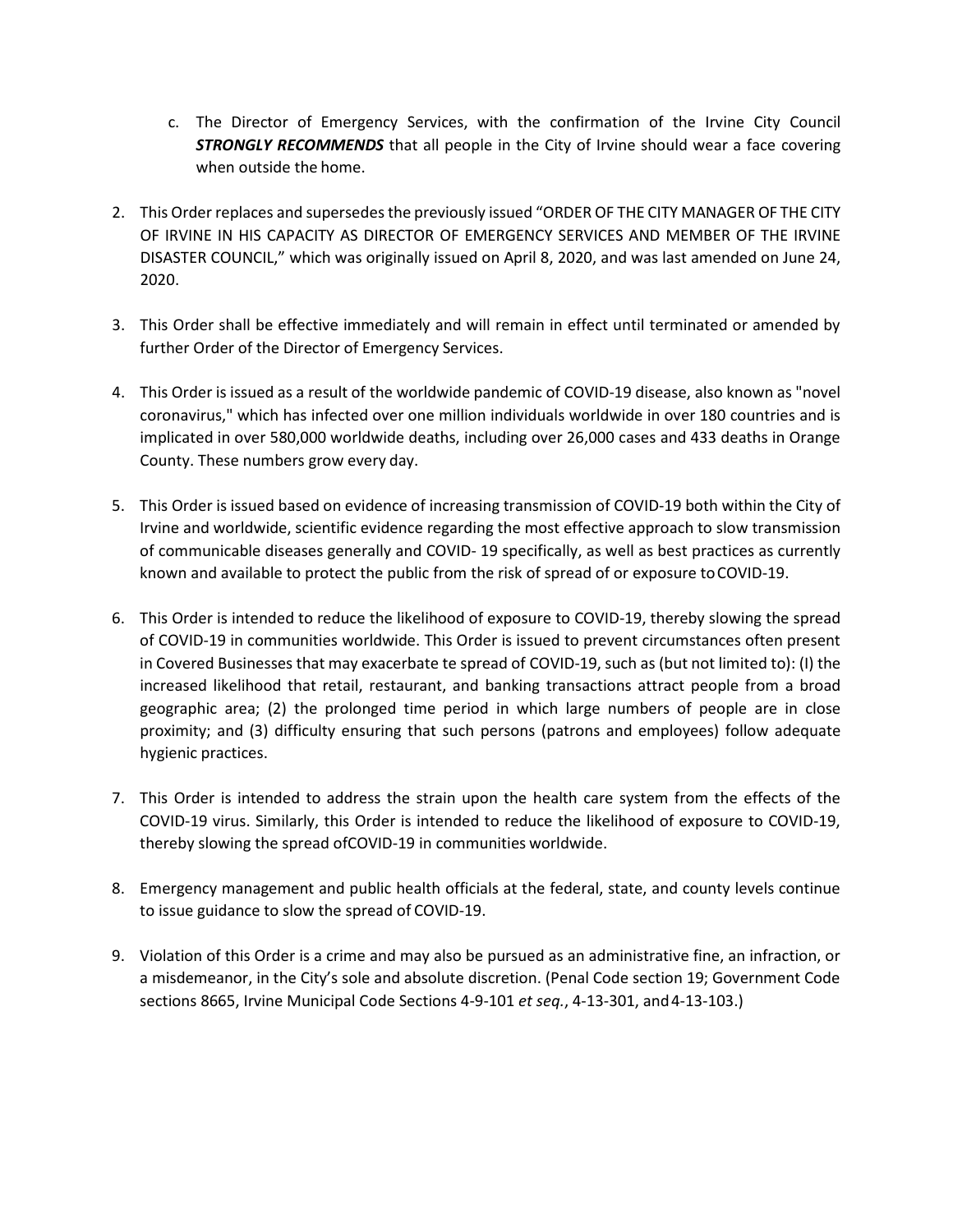c. The Director of Emergency Services, with the confirmation of the Irvine City Council ***STRONGLY RECOMMENDS*** that all people in the City of Irvine should wear a face covering when outside the home.

2. This Order replaces and supersedes the previously issued "ORDER OF THE CITY MANAGER OF THE CITY OF IRVINE IN HIS CAPACITY AS DIRECTOR OF EMERGENCY SERVICES AND MEMBER OF THE IRVINE DISASTER COUNCIL," which was originally issued on April 8, 2020, and was last amended on June 24, 2020.

3. This Order shall be effective immediately and will remain in effect until terminated or amended by further Order of the Director of Emergency Services.

4. This Order is issued as a result of the worldwide pandemic of COVID-19 disease, also known as "novel coronavirus," which has infected over one million individuals worldwide in over 180 countries and is implicated in over 580,000 worldwide deaths, including over 26,000 cases and 433 deaths in Orange County. These numbers grow every day.

5. This Order is issued based on evidence of increasing transmission of COVID-19 both within the City of Irvine and worldwide, scientific evidence regarding the most effective approach to slow transmission of communicable diseases generally and COVID- 19 specifically, as well as best practices as currently known and available to protect the public from the risk of spread of or exposure to COVID-19.

6. This Order is intended to reduce the likelihood of exposure to COVID-19, thereby slowing the spread of COVID-19 in communities worldwide. This Order is issued to prevent circumstances often present in Covered Businesses that may exacerbate te spread of COVID-19, such as (but not limited to): (I) the increased likelihood that retail, restaurant, and banking transactions attract people from a broad geographic area; (2) the prolonged time period in which large numbers of people are in close proximity; and (3) difficulty ensuring that such persons (patrons and employees) follow adequate hygienic practices.

7. This Order is intended to address the strain upon the health care system from the effects of the COVID-19 virus. Similarly, this Order is intended to reduce the likelihood of exposure to COVID-19, thereby slowing the spread ofCOVID-19 in communities worldwide.

8. Emergency management and public health officials at the federal, state, and county levels continue to issue guidance to slow the spread of COVID-19.

9. Violation of this Order is a crime and may also be pursued as an administrative fine, an infraction, or a misdemeanor, in the City's sole and absolute discretion. (Penal Code section 19; Government Code sections 8665, Irvine Municipal Code Sections 4-9-101 *et seq.*, 4-13-301, and 4-13-103.)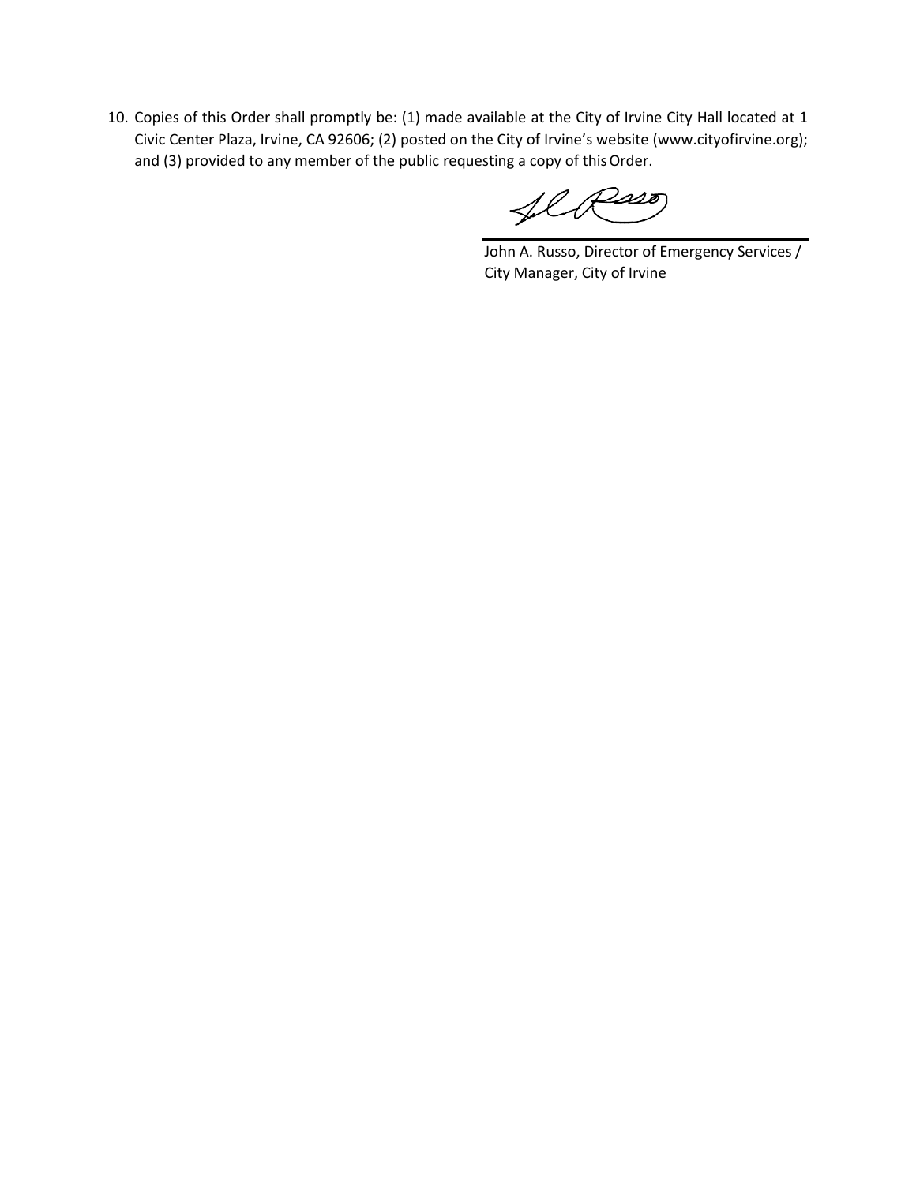10. Copies of this Order shall promptly be: (1) made available at the City of Irvine City Hall located at 1 Civic Center Plaza, Irvine, CA 92606; (2) posted on the City of Irvine's website (www.cityofirvine.org); and (3) provided to any member of the public requesting a copy of this Order.

John A. Russo, Director of Emergency Services / City Manager, City of Irvine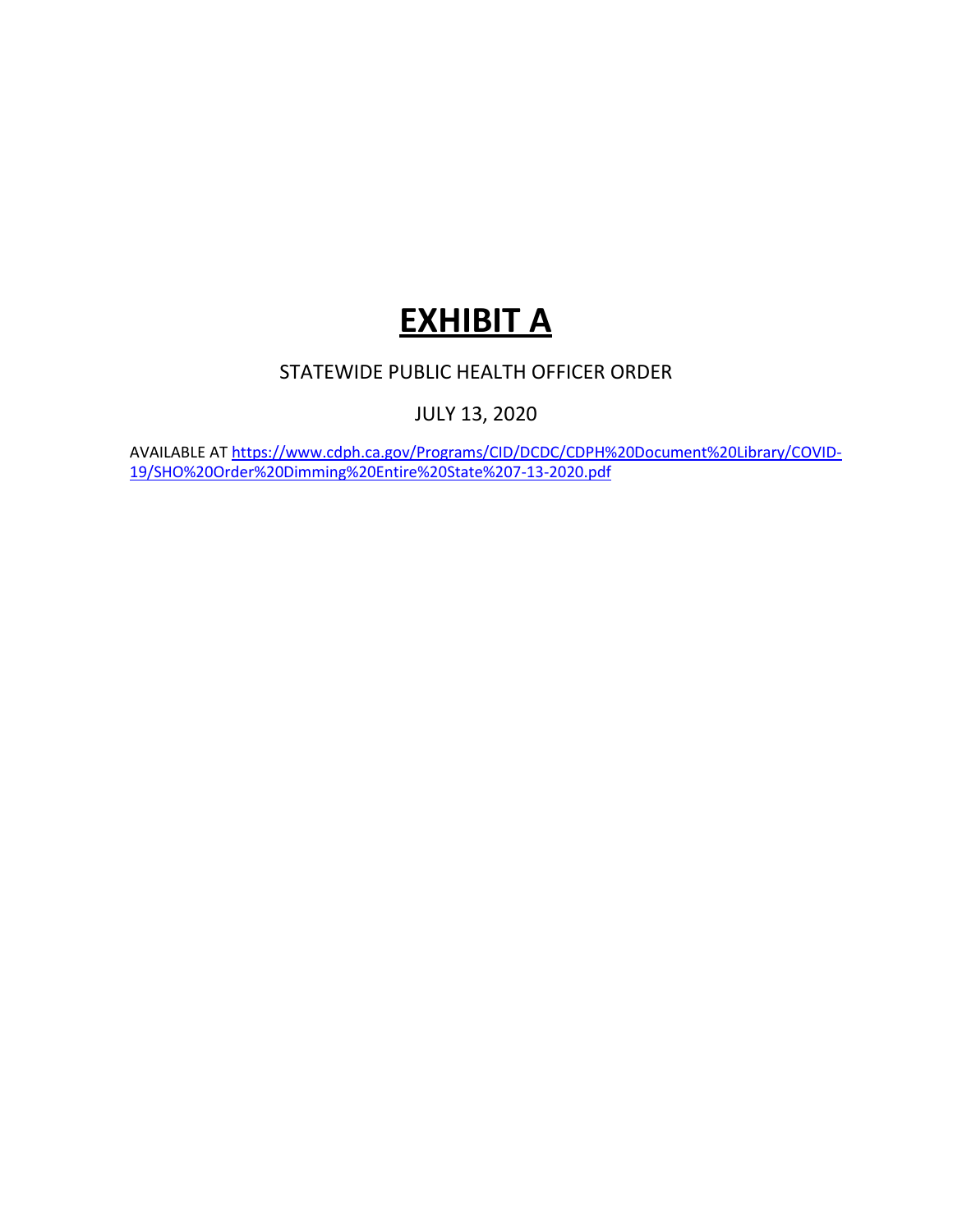# **EXHIBIT A**

STATEWIDE PUBLIC HEALTH OFFICER ORDER

JULY 13, 2020

AVAILABLE AT https://www.cdph.ca.gov/Programs/CID/DCDC/CDPH%20Document%20Library/COVID-19/SHO%20Order%20Dimming%20Entire%20State%207-13-2020.pdf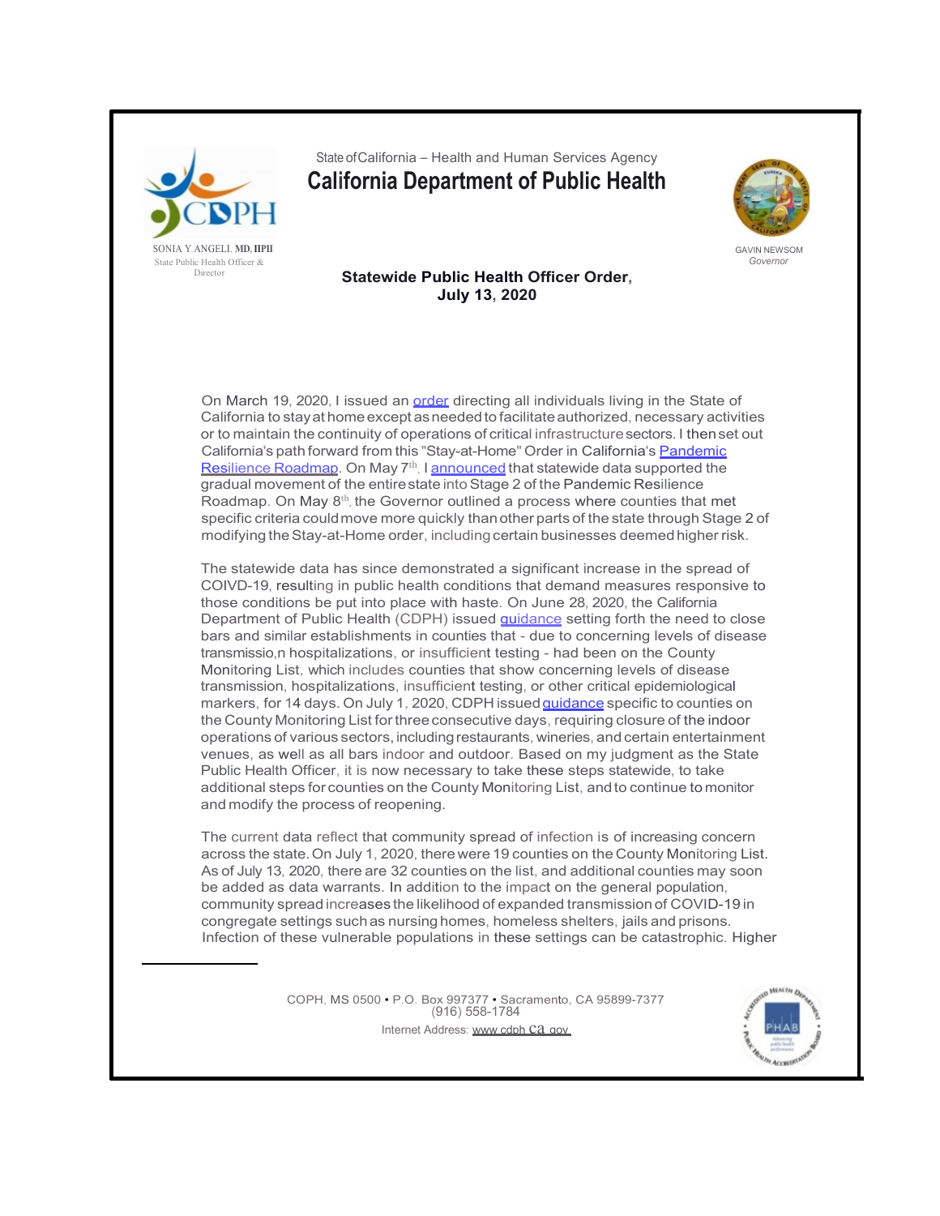State of California – Health and Human Services Agency

# California Department of Public Health

SONIA Y. ANGELL, MD, MPH
State Public Health Officer & Director

GAVIN NEWSOM
*Governor*

## Statewide Public Health Officer Order, July 13, 2020

On March 19, 2020, I issued an order directing all individuals living in the State of California to stay at home except as needed to facilitate authorized, necessary activities or to maintain the continuity of operations of critical infrastructure sectors. I then set out California's path forward from this "Stay-at-Home" Order in California's Pandemic Resilience Roadmap. On May 7th, I announced that statewide data supported the gradual movement of the entire state into Stage 2 of the Pandemic Resilience Roadmap. On May 8th, the Governor outlined a process where counties that met specific criteria could move more quickly than other parts of the state through Stage 2 of modifying the Stay-at-Home order, including certain businesses deemed higher risk.

The statewide data has since demonstrated a significant increase in the spread of COIVD-19, resulting in public health conditions that demand measures responsive to those conditions be put into place with haste. On June 28, 2020, the California Department of Public Health (CDPH) issued guidance setting forth the need to close bars and similar establishments in counties that - due to concerning levels of disease transmissio,n hospitalizations, or insufficient testing - had been on the County Monitoring List, which includes counties that show concerning levels of disease transmission, hospitalizations, insufficient testing, or other critical epidemiological markers, for 14 days. On July 1, 2020, CDPH issued guidance specific to counties on the County Monitoring List for three consecutive days, requiring closure of the indoor operations of various sectors, including restaurants, wineries, and certain entertainment venues, as well as all bars indoor and outdoor. Based on my judgment as the State Public Health Officer, it is now necessary to take these steps statewide, to take additional steps for counties on the County Monitoring List, and to continue to monitor and modify the process of reopening.

The current data reflect that community spread of infection is of increasing concern across the state. On July 1, 2020, there were 19 counties on the County Monitoring List. As of July 13, 2020, there are 32 counties on the list, and additional counties may soon be added as data warrants. In addition to the impact on the general population, community spread increases the likelihood of expanded transmission of COVID-19 in congregate settings such as nursing homes, homeless shelters, jails and prisons. Infection of these vulnerable populations in these settings can be catastrophic. Higher

CDPH, MS 0500 • P.O. Box 997377 • Sacramento, CA 95899-7377
(916) 558-1784
Internet Address: www.cdph.ca.gov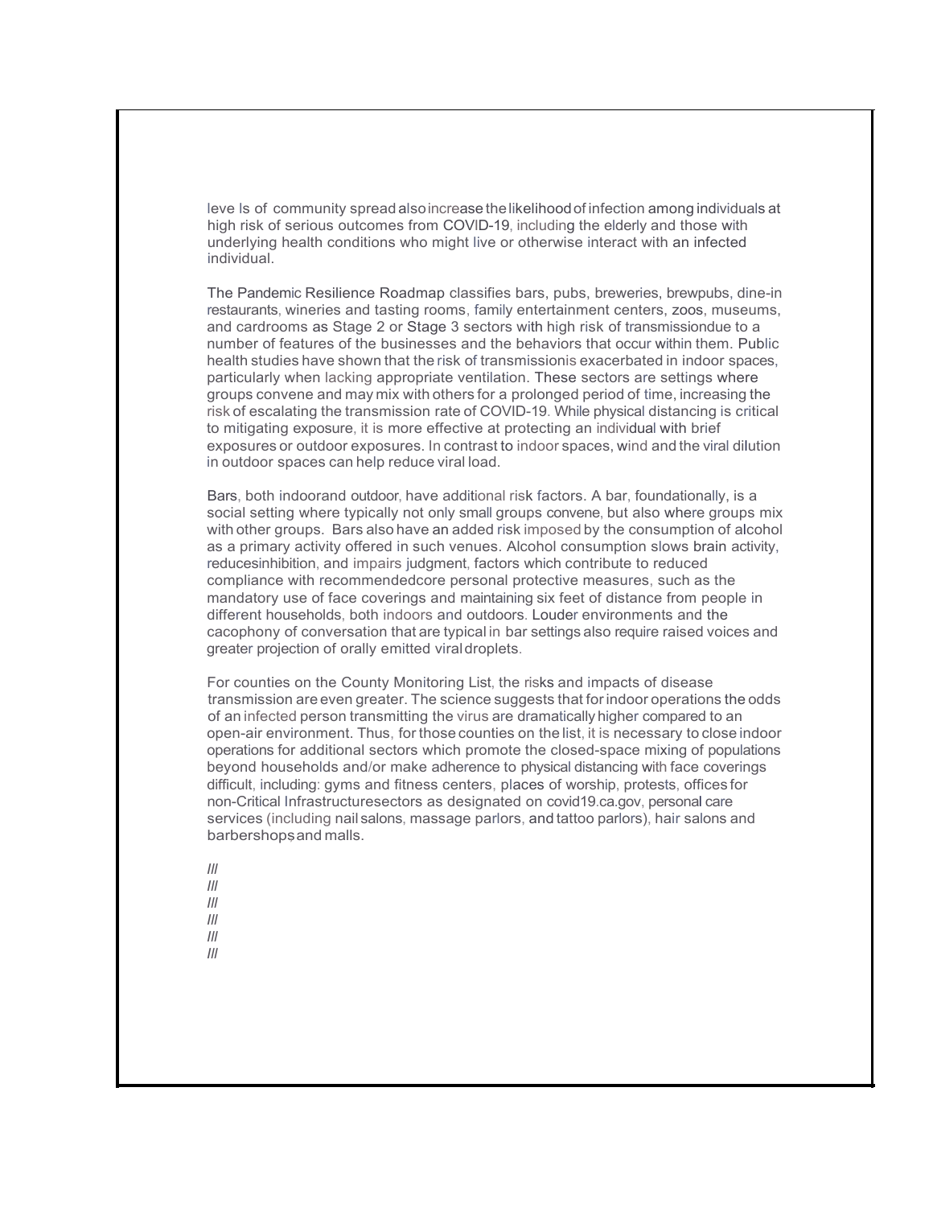levels of community spread also increase the likelihood of infection among individuals at high risk of serious outcomes from COVID-19, including the elderly and those with underlying health conditions who might live or otherwise interact with an infected individual.

The Pandemic Resilience Roadmap classifies bars, pubs, breweries, brewpubs, dine-in restaurants, wineries and tasting rooms, family entertainment centers, zoos, museums, and cardrooms as Stage 2 or Stage 3 sectors with high risk of transmission due to a number of features of the businesses and the behaviors that occur within them. Public health studies have shown that the risk of transmission is exacerbated in indoor spaces, particularly when lacking appropriate ventilation. These sectors are settings where groups convene and may mix with others for a prolonged period of time, increasing the risk of escalating the transmission rate of COVID-19. While physical distancing is critical to mitigating exposure, it is more effective at protecting an individual with brief exposures or outdoor exposures. In contrast to indoor spaces, wind and the viral dilution in outdoor spaces can help reduce viral load.

Bars, both indoor and outdoor, have additional risk factors. A bar, foundationally, is a social setting where typically not only small groups convene, but also where groups mix with other groups. Bars also have an added risk imposed by the consumption of alcohol as a primary activity offered in such venues. Alcohol consumption slows brain activity, reduces inhibition, and impairs judgment, factors which contribute to reduced compliance with recommended core personal protective measures, such as the mandatory use of face coverings and maintaining six feet of distance from people in different households, both indoors and outdoors. Louder environments and the cacophony of conversation that are typical in bar settings also require raised voices and greater projection of orally emitted viral droplets.

For counties on the County Monitoring List, the risks and impacts of disease transmission are even greater. The science suggests that for indoor operations the odds of an infected person transmitting the virus are dramatically higher compared to an open-air environment. Thus, for those counties on the list, it is necessary to close indoor operations for additional sectors which promote the closed-space mixing of populations beyond households and/or make adherence to physical distancing with face coverings difficult, including: gyms and fitness centers, places of worship, protests, offices for non-Critical Infrastructure sectors as designated on covid19.ca.gov, personal care services (including nail salons, massage parlors, and tattoo parlors), hair salons and barbershops and malls.

///
///
///
///
///
///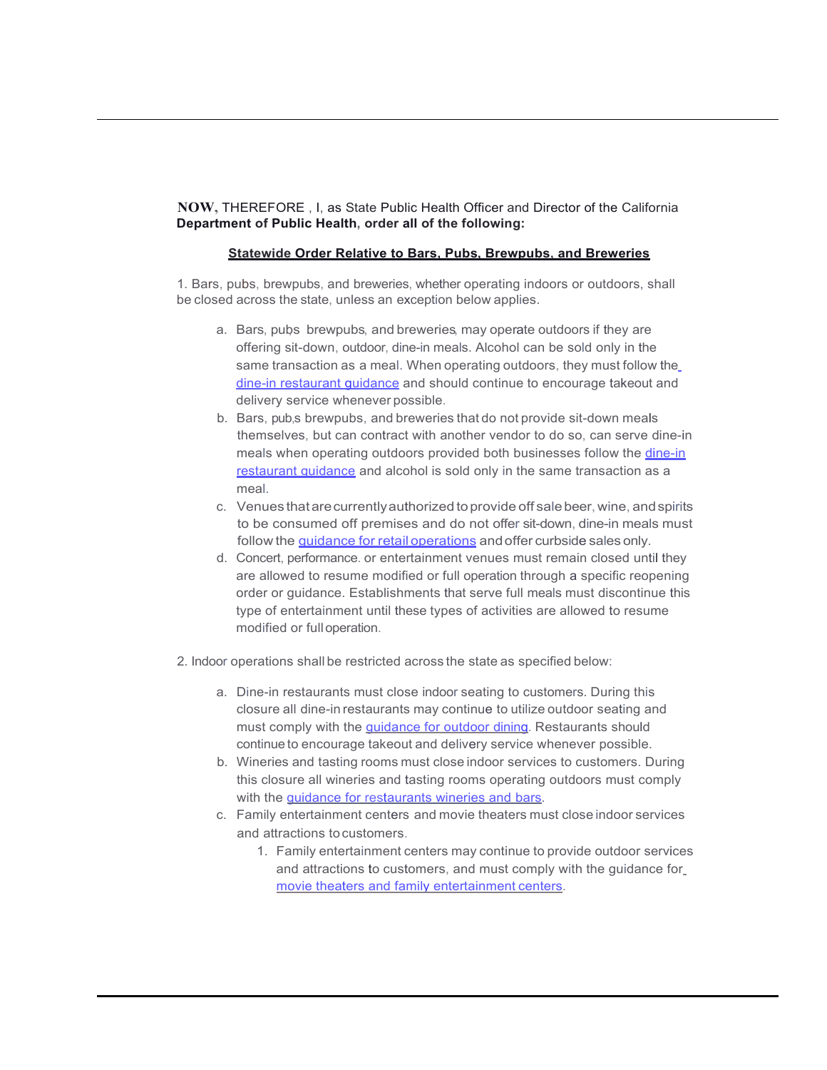**NOW,** THEREFORE , I, as State Public Health Officer and Director of the California **Department of Public Health, order all of the following:**

**Statewide Order Relative to Bars, Pubs, Brewpubs, and Breweries**

1. Bars, pubs, brewpubs, and breweries, whether operating indoors or outdoors, shall be closed across the state, unless an exception below applies.

   a. Bars, pubs brewpubs, and breweries, may operate outdoors if they are offering sit-down, outdoor, dine-in meals. Alcohol can be sold only in the same transaction as a meal. When operating outdoors, they must follow the dine-in restaurant guidance and should continue to encourage takeout and delivery service whenever possible.

   b. Bars, pub,s brewpubs, and breweries that do not provide sit-down meals themselves, but can contract with another vendor to do so, can serve dine-in meals when operating outdoors provided both businesses follow the dine-in restaurant guidance and alcohol is sold only in the same transaction as a meal.

   c. Venues that are currently authorized to provide off sale beer, wine, and spirits to be consumed off premises and do not offer sit-down, dine-in meals must follow the guidance for retail operations and offer curbside sales only.

   d. Concert, performance. or entertainment venues must remain closed until they are allowed to resume modified or full operation through a specific reopening order or guidance. Establishments that serve full meals must discontinue this type of entertainment until these types of activities are allowed to resume modified or full operation.

2. Indoor operations shall be restricted across the state as specified below:

   a. Dine-in restaurants must close indoor seating to customers. During this closure all dine-in restaurants may continue to utilize outdoor seating and must comply with the guidance for outdoor dining. Restaurants should continue to encourage takeout and delivery service whenever possible.

   b. Wineries and tasting rooms must close indoor services to customers. During this closure all wineries and tasting rooms operating outdoors must comply with the guidance for restaurants wineries and bars.

   c. Family entertainment centers and movie theaters must close indoor services and attractions to customers.

      1. Family entertainment centers may continue to provide outdoor services and attractions to customers, and must comply with the guidance for movie theaters and family entertainment centers.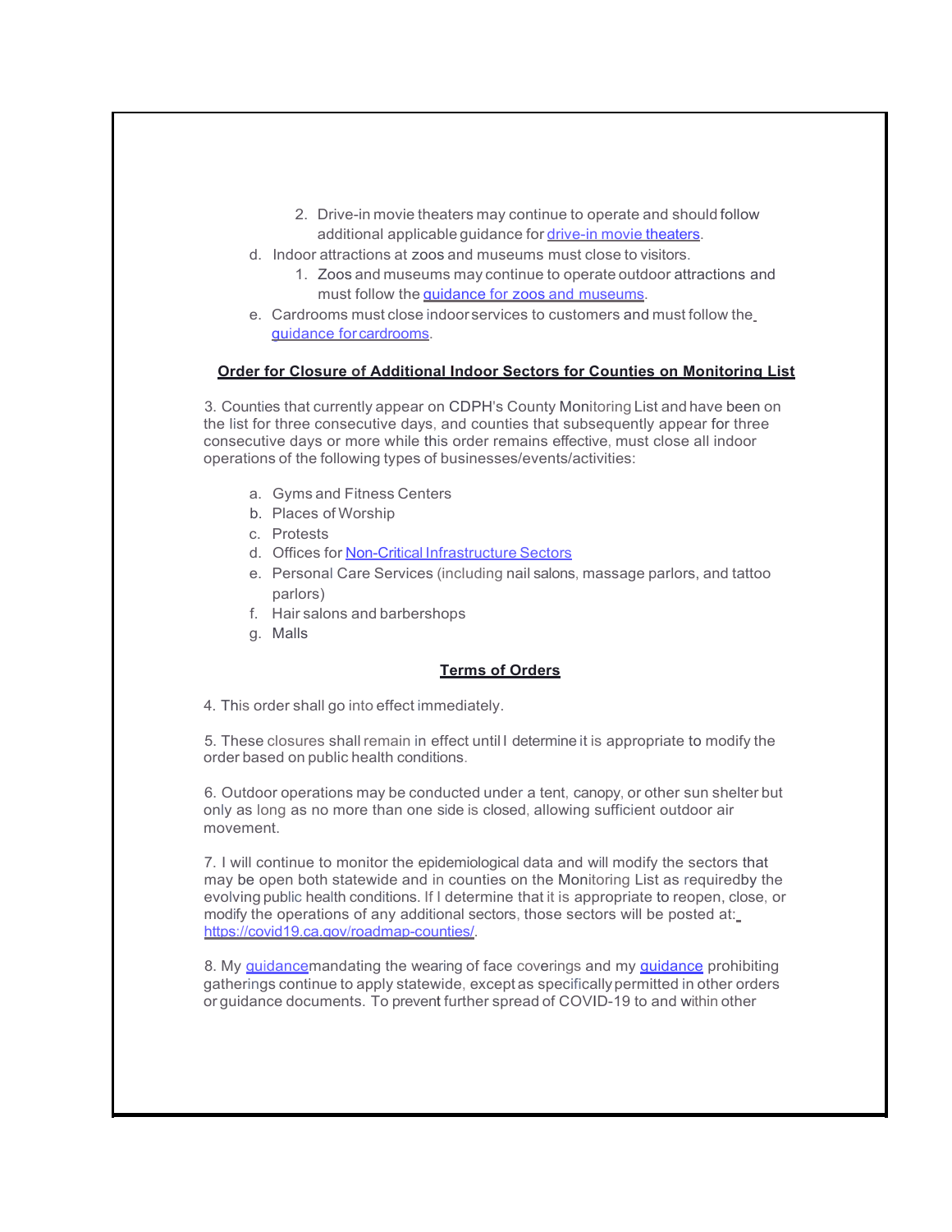2. Drive-in movie theaters may continue to operate and should follow additional applicable guidance for drive-in movie theaters.

d. Indoor attractions at zoos and museums must close to visitors.

1. Zoos and museums may continue to operate outdoor attractions and must follow the guidance for zoos and museums.

e. Cardrooms must close indoor services to customers and must follow the guidance for cardrooms.

**Order for Closure of Additional Indoor Sectors for Counties on Monitoring List**

3. Counties that currently appear on CDPH's County Monitoring List and have been on the list for three consecutive days, and counties that subsequently appear for three consecutive days or more while this order remains effective, must close all indoor operations of the following types of businesses/events/activities:

a. Gyms and Fitness Centers
b. Places of Worship
c. Protests
d. Offices for Non-Critical Infrastructure Sectors
e. Personal Care Services (including nail salons, massage parlors, and tattoo parlors)
f. Hair salons and barbershops
g. Malls

**Terms of Orders**

4. This order shall go into effect immediately.

5. These closures shall remain in effect until I determine it is appropriate to modify the order based on public health conditions.

6. Outdoor operations may be conducted under a tent, canopy, or other sun shelter but only as long as no more than one side is closed, allowing sufficient outdoor air movement.

7. I will continue to monitor the epidemiological data and will modify the sectors that may be open both statewide and in counties on the Monitoring List as requiredby the evolving public health conditions. If I determine that it is appropriate to reopen, close, or modify the operations of any additional sectors, those sectors will be posted at: https://covid19.ca.gov/roadmap-counties/.

8. My guidancemandating the wearing of face coverings and my guidance prohibiting gatherings continue to apply statewide, except as specifically permitted in other orders or guidance documents. To prevent further spread of COVID-19 to and within other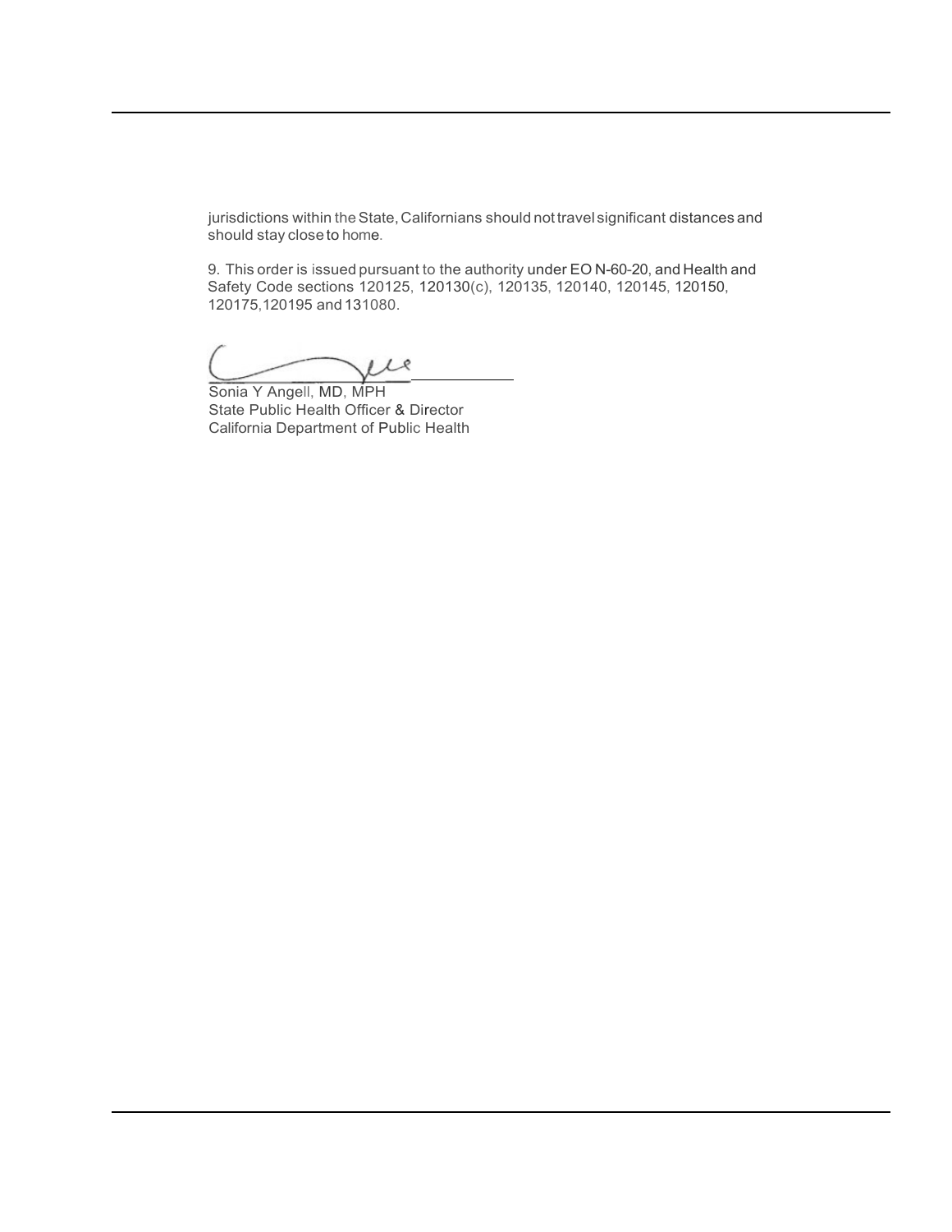jurisdictions within the State, Californians should not travel significant distances and should stay close to home.

9. This order is issued pursuant to the authority under EO N-60-20, and Health and Safety Code sections 120125, 120130(c), 120135, 120140, 120145, 120150, 120175,120195 and 131080.

Sonia Y Angell, MD, MPH
State Public Health Officer & Director
California Department of Public Health